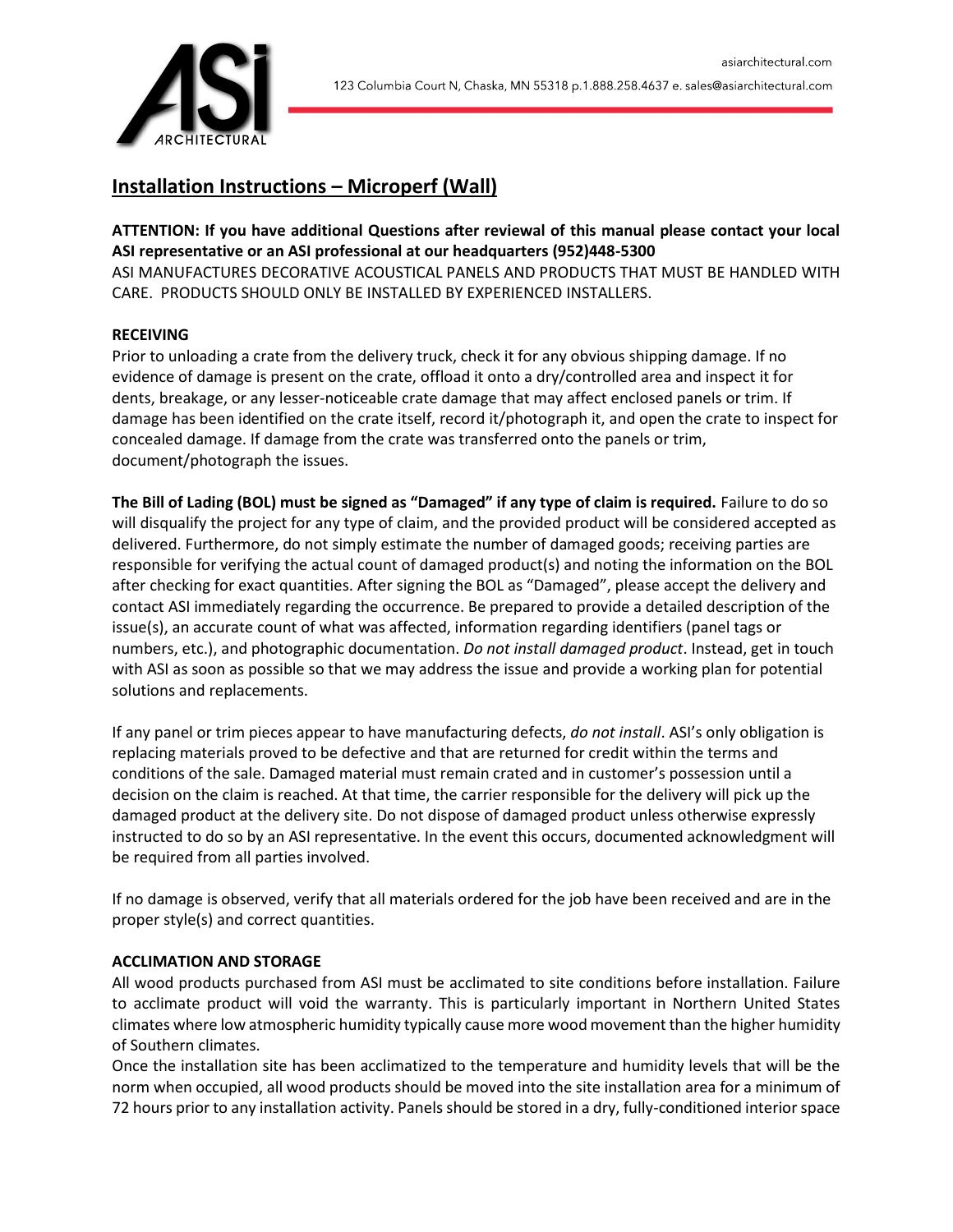asiarchitectural.com

123 Columbia Court N, Chaska, MN 55318 p.1.888.258.4637 e. sales@asiarchitectural.com

# Installation Instructions – Microperf (Wall)

**ATTENTION: If you have additional Questions after reviewal of this manual please contact your local ASI representative or an ASI professional at our headquarters (952)448-5300**

ASI MANUFACTURES DECORATIVE ACOUSTICAL PANELS AND PRODUCTS THAT MUST BE HANDLED WITH CARE. PRODUCTS SHOULD ONLY BE INSTALLED BY EXPERIENCED INSTALLERS.

## RECEIVING

Prior to unloading a crate from the delivery truck, check it for any obvious shipping damage. If no evidence of damage is present on the crate, offload it onto a dry/controlled area and inspect it for dents, breakage, or any lesser-noticeable crate damage that may affect enclosed panels or trim. If damage has been identified on the crate itself, record it/photograph it, and open the crate to inspect for concealed damage. If damage from the crate was transferred onto the panels or trim, document/photograph the issues.

**The Bill of Lading (BOL) must be signed as "Damaged" if any type of claim is required.** Failure to do so will disqualify the project for any type of claim, and the provided product will be considered accepted as delivered. Furthermore, do not simply estimate the number of damaged goods; receiving parties are responsible for verifying the actual count of damaged product(s) and noting the information on the BOL after checking for exact quantities. After signing the BOL as "Damaged", please accept the delivery and contact ASI immediately regarding the occurrence. Be prepared to provide a detailed description of the issue(s), an accurate count of what was affected, information regarding identifiers (panel tags or numbers, etc.), and photographic documentation. *Do not install damaged product*. Instead, get in touch with ASI as soon as possible so that we may address the issue and provide a working plan for potential solutions and replacements.

If any panel or trim pieces appear to have manufacturing defects, *do not install*. ASI's only obligation is replacing materials proved to be defective and that are returned for credit within the terms and conditions of the sale. Damaged material must remain crated and in customer's possession until a decision on the claim is reached. At that time, the carrier responsible for the delivery will pick up the damaged product at the delivery site. Do not dispose of damaged product unless otherwise expressly instructed to do so by an ASI representative. In the event this occurs, documented acknowledgment will be required from all parties involved.

If no damage is observed, verify that all materials ordered for the job have been received and are in the proper style(s) and correct quantities.

## ACCLIMATION AND STORAGE

All wood products purchased from ASI must be acclimated to site conditions before installation. Failure to acclimate product will void the warranty. This is particularly important in Northern United States climates where low atmospheric humidity typically cause more wood movement than the higher humidity of Southern climates.

Once the installation site has been acclimatized to the temperature and humidity levels that will be the norm when occupied, all wood products should be moved into the site installation area for a minimum of 72 hours prior to any installation activity. Panels should be stored in a dry, fully-conditioned interior space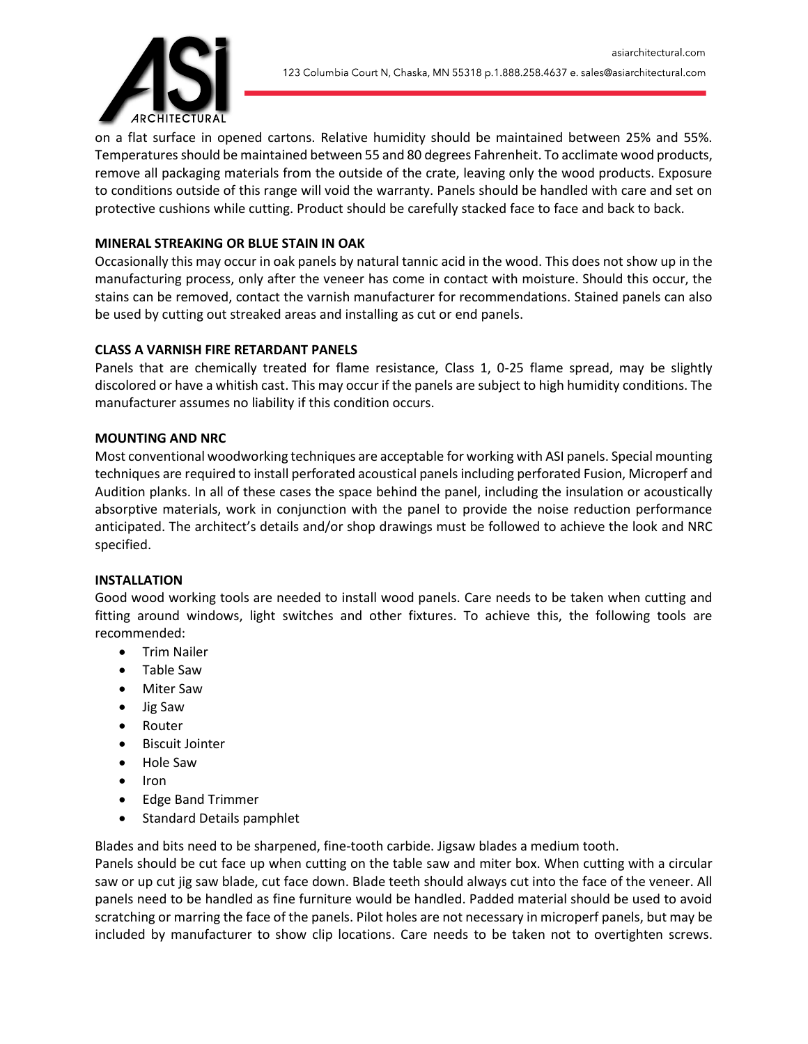on a flat surface in opened cartons. Relative humidity should be maintained between 25% and 55%. Temperatures should be maintained between 55 and 80 degrees Fahrenheit. To acclimate wood products, remove all packaging materials from the outside of the crate, leaving only the wood products. Exposure to conditions outside of this range will void the warranty. Panels should be handled with care and set on protective cushions while cutting. Product should be carefully stacked face to face and back to back.

**MINERAL STREAKING OR BLUE STAIN IN OAK**

Occasionally this may occur in oak panels by natural tannic acid in the wood. This does not show up in the manufacturing process, only after the veneer has come in contact with moisture. Should this occur, the stains can be removed, contact the varnish manufacturer for recommendations. Stained panels can also be used by cutting out streaked areas and installing as cut or end panels.

**CLASS A VARNISH FIRE RETARDANT PANELS**

Panels that are chemically treated for flame resistance, Class 1, 0-25 flame spread, may be slightly discolored or have a whitish cast. This may occur if the panels are subject to high humidity conditions. The manufacturer assumes no liability if this condition occurs.

**MOUNTING AND NRC**

Most conventional woodworking techniques are acceptable for working with ASI panels. Special mounting techniques are required to install perforated acoustical panels including perforated Fusion, Microperf and Audition planks. In all of these cases the space behind the panel, including the insulation or acoustically absorptive materials, work in conjunction with the panel to provide the noise reduction performance anticipated. The architect's details and/or shop drawings must be followed to achieve the look and NRC specified.

**INSTALLATION**

Good wood working tools are needed to install wood panels. Care needs to be taken when cutting and fitting around windows, light switches and other fixtures. To achieve this, the following tools are recommended:

- Trim Nailer
- Table Saw
- Miter Saw
- Jig Saw
- Router
- Biscuit Jointer
- Hole Saw
- Iron
- Edge Band Trimmer
- Standard Details pamphlet

Blades and bits need to be sharpened, fine-tooth carbide. Jigsaw blades a medium tooth.
Panels should be cut face up when cutting on the table saw and miter box. When cutting with a circular saw or up cut jig saw blade, cut face down. Blade teeth should always cut into the face of the veneer. All panels need to be handled as fine furniture would be handled. Padded material should be used to avoid scratching or marring the face of the panels. Pilot holes are not necessary in microperf panels, but may be included by manufacturer to show clip locations. Care needs to be taken not to overtighten screws.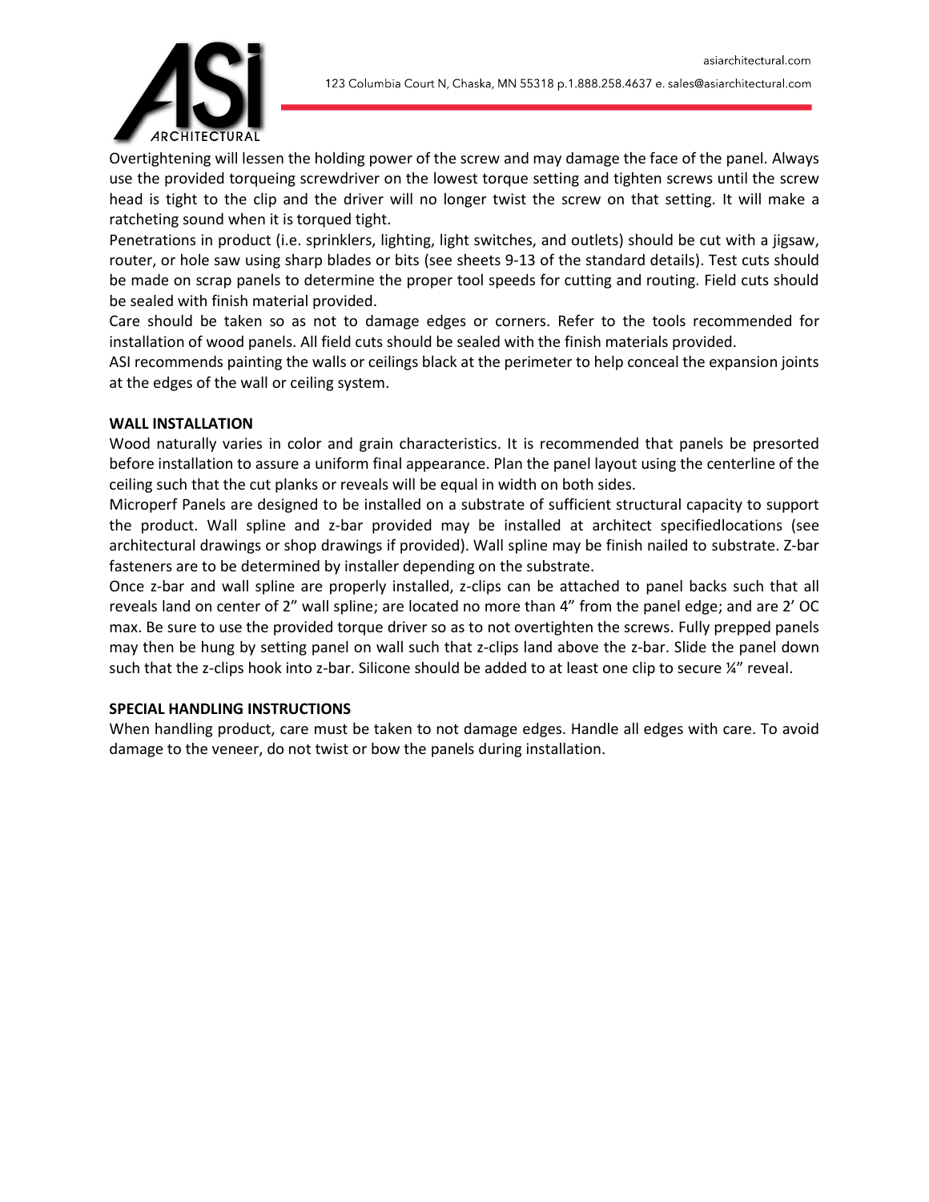Overtightening will lessen the holding power of the screw and may damage the face of the panel. Always use the provided torqueing screwdriver on the lowest torque setting and tighten screws until the screw head is tight to the clip and the driver will no longer twist the screw on that setting. It will make a ratcheting sound when it is torqued tight.

Penetrations in product (i.e. sprinklers, lighting, light switches, and outlets) should be cut with a jigsaw, router, or hole saw using sharp blades or bits (see sheets 9-13 of the standard details). Test cuts should be made on scrap panels to determine the proper tool speeds for cutting and routing. Field cuts should be sealed with finish material provided.

Care should be taken so as not to damage edges or corners. Refer to the tools recommended for installation of wood panels. All field cuts should be sealed with the finish materials provided.

ASI recommends painting the walls or ceilings black at the perimeter to help conceal the expansion joints at the edges of the wall or ceiling system.

**WALL INSTALLATION**

Wood naturally varies in color and grain characteristics. It is recommended that panels be presorted before installation to assure a uniform final appearance. Plan the panel layout using the centerline of the ceiling such that the cut planks or reveals will be equal in width on both sides.

Microperf Panels are designed to be installed on a substrate of sufficient structural capacity to support the product. Wall spline and z-bar provided may be installed at architect specifiedlocations (see architectural drawings or shop drawings if provided). Wall spline may be finish nailed to substrate. Z-bar fasteners are to be determined by installer depending on the substrate.

Once z-bar and wall spline are properly installed, z-clips can be attached to panel backs such that all reveals land on center of 2" wall spline; are located no more than 4" from the panel edge; and are 2' OC max. Be sure to use the provided torque driver so as to not overtighten the screws. Fully prepped panels may then be hung by setting panel on wall such that z-clips land above the z-bar. Slide the panel down such that the z-clips hook into z-bar. Silicone should be added to at least one clip to secure ¼" reveal.

**SPECIAL HANDLING INSTRUCTIONS**

When handling product, care must be taken to not damage edges. Handle all edges with care. To avoid damage to the veneer, do not twist or bow the panels during installation.